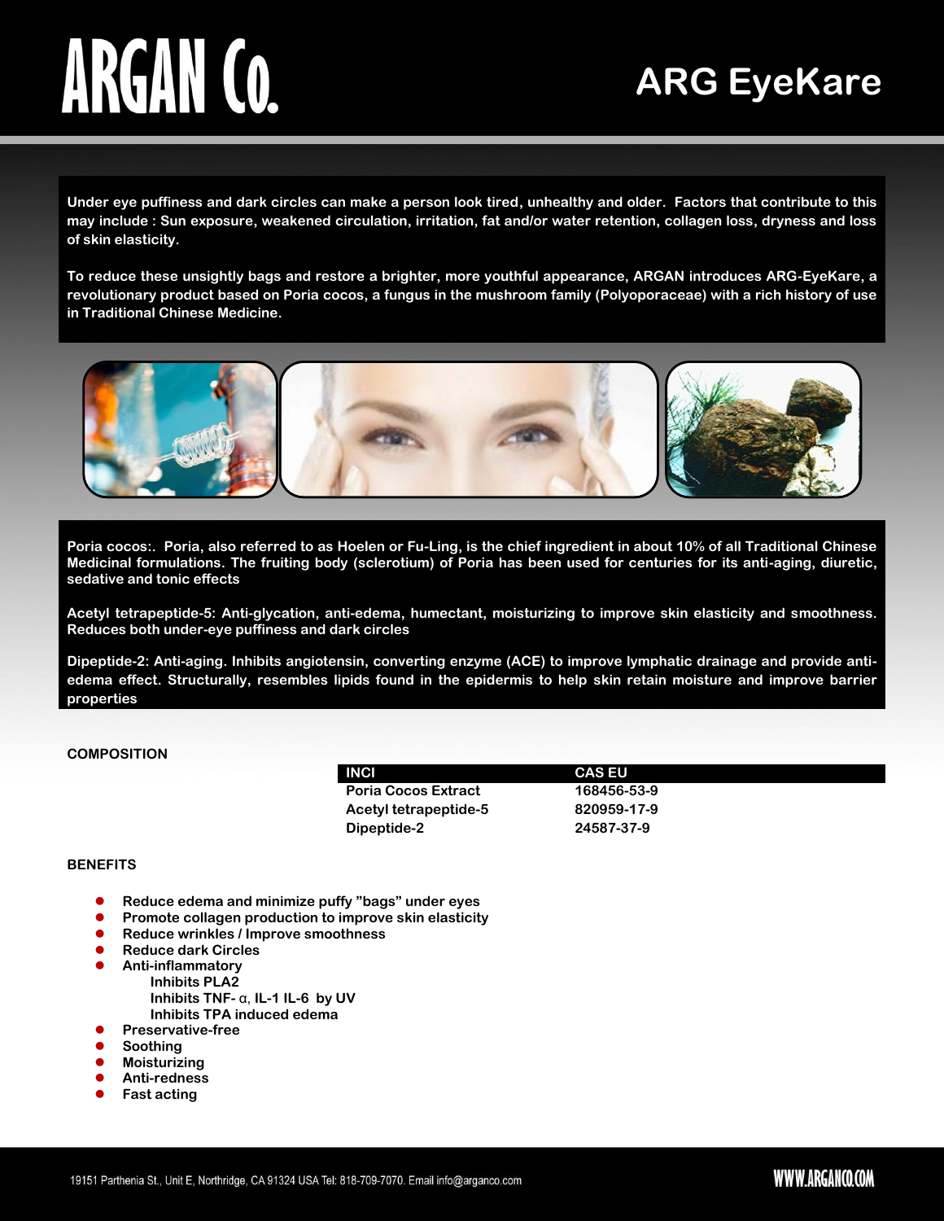# ARGAN Co.

# ARG EyeKare

**Under eye puffiness and dark circles can make a person look tired, unhealthy and older. Factors that contribute to this may include : Sun exposure, weakened circulation, irritation, fat and/or water retention, collagen loss, dryness and loss of skin elasticity.**

**To reduce these unsightly bags and restore a brighter, more youthful appearance, ARGAN introduces ARG-EyeKare, a revolutionary product based on Poria cocos, a fungus in the mushroom family (Polyoporaceae) with a rich history of use in Traditional Chinese Medicine.**

**Poria cocos:. Poria, also referred to as Hoelen or Fu-Ling, is the chief ingredient in about 10% of all Traditional Chinese Medicinal formulations. The fruiting body (sclerotium) of Poria has been used for centuries for its anti-aging, diuretic, sedative and tonic effects**

**Acetyl tetrapeptide-5: Anti-glycation, anti-edema, humectant, moisturizing to improve skin elasticity and smoothness. Reduces both under-eye puffiness and dark circles**

**Dipeptide-2: Anti-aging. Inhibits angiotensin, converting enzyme (ACE) to improve lymphatic drainage and provide anti-edema effect. Structurally, resembles lipids found in the epidermis to help skin retain moisture and improve barrier properties**

## COMPOSITION

| INCI | CAS EU |
|---|---|
| Poria Cocos Extract | 168456-53-9 |
| Acetyl tetrapeptide-5 | 820959-17-9 |
| Dipeptide-2 | 24587-37-9 |

## BENEFITS

- Reduce edema and minimize puffy ”bags” under eyes
- Promote collagen production to improve skin elasticity
- Reduce wrinkles / Improve smoothness
- Reduce dark Circles
- Anti-inflammatory
  - Inhibits PLA2
  - Inhibits TNF- α, IL-1 IL-6 by UV
  - Inhibits TPA induced edema
- Preservative-free
- Soothing
- Moisturizing
- Anti-redness
- Fast acting

19151 Parthenia St., Unit E, Northridge, CA 91324 USA Tel: 818-709-7070. Email info@arganco.com

WWW.ARGANCO.COM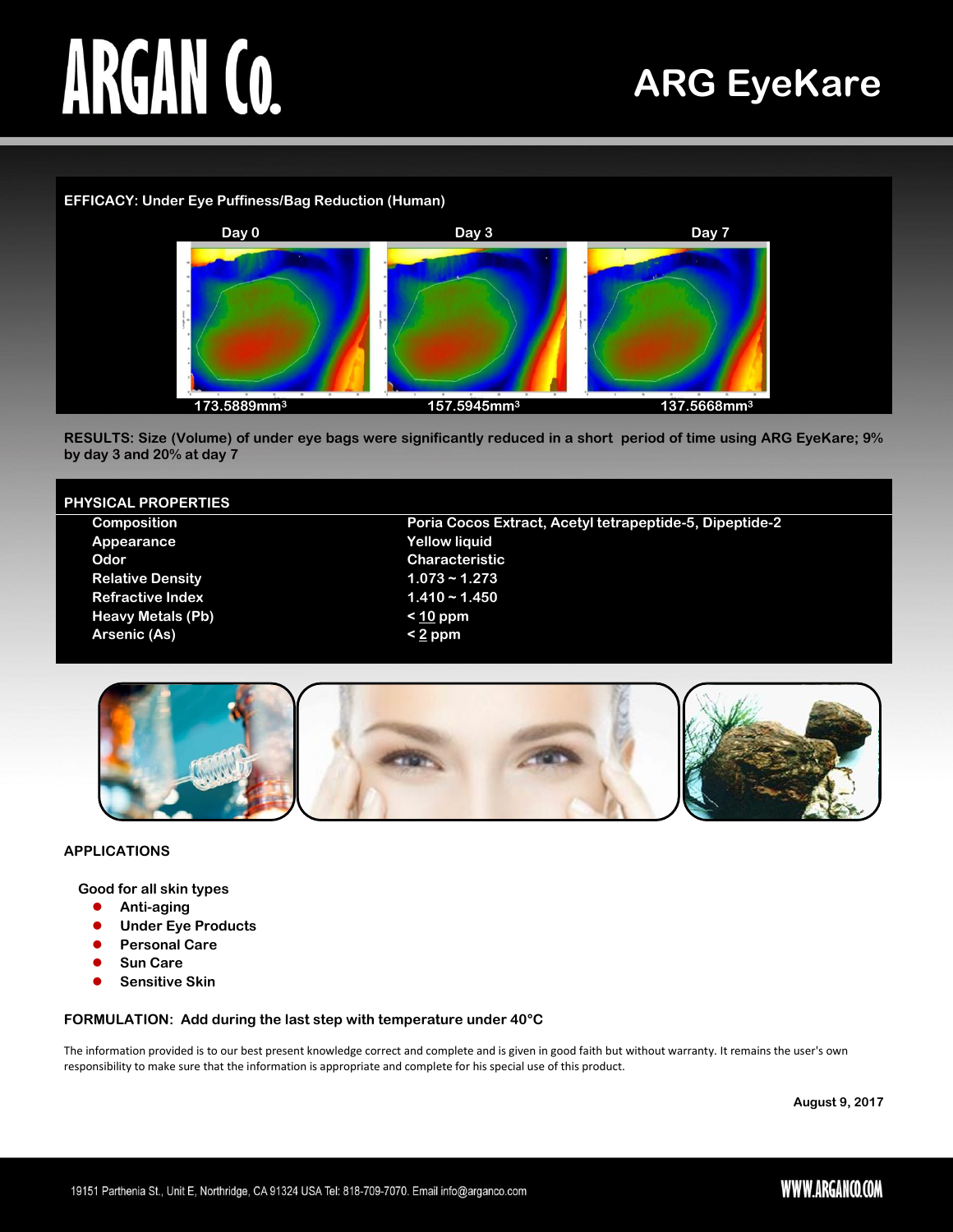# ARGAN Co.

## ARG EyeKare

**EFFICACY: Under Eye Puffiness/Bag Reduction (Human)**

Day 0

Day 3

Day 7

173.5889mm³

157.5945mm³

137.5668mm³

**RESULTS: Size (Volume) of under eye bags were significantly reduced in a short period of time using ARG EyeKare; 9% by day 3 and 20% at day 7**

**PHYSICAL PROPERTIES**

| | |
|---|---|
| Composition | Poria Cocos Extract, Acetyl tetrapeptide-5, Dipeptide-2 |
| Appearance | Yellow liquid |
| Odor | Characteristic |
| Relative Density | 1.073 ~ 1.273 |
| Refractive Index | 1.410 ~ 1.450 |
| Heavy Metals (Pb) | < 10 ppm |
| Arsenic (As) | < 2 ppm |

**APPLICATIONS**

Good for all skin types

- Anti-aging
- Under Eye Products
- Personal Care
- Sun Care
- Sensitive Skin

**FORMULATION: Add during the last step with temperature under 40°C**

The information provided is to our best present knowledge correct and complete and is given in good faith but without warranty. It remains the user's own responsibility to make sure that the information is appropriate and complete for his special use of this product.

**August 9, 2017**

19151 Parthenia St., Unit E, Northridge, CA 91324 USA Tel: 818-709-7070. Email info@arganco.com

WWW.ARGANCO.COM